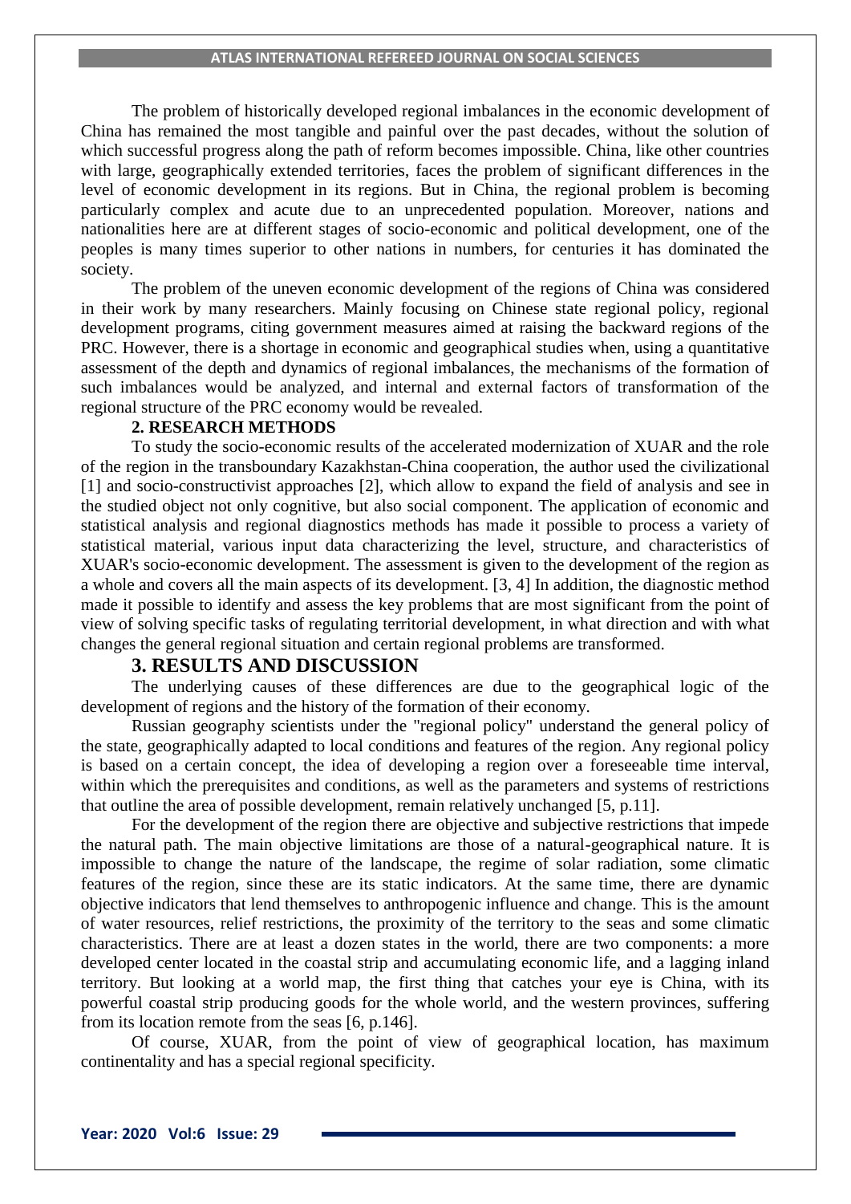The problem of historically developed regional imbalances in the economic development of China has remained the most tangible and painful over the past decades, without the solution of which successful progress along the path of reform becomes impossible. China, like other countries with large, geographically extended territories, faces the problem of significant differences in the level of economic development in its regions. But in China, the regional problem is becoming particularly complex and acute due to an unprecedented population. Moreover, nations and nationalities here are at different stages of socio-economic and political development, one of the peoples is many times superior to other nations in numbers, for centuries it has dominated the society.

The problem of the uneven economic development of the regions of China was considered in their work by many researchers. Mainly focusing on Chinese state regional policy, regional development programs, citing government measures aimed at raising the backward regions of the PRC. However, there is a shortage in economic and geographical studies when, using a quantitative assessment of the depth and dynamics of regional imbalances, the mechanisms of the formation of such imbalances would be analyzed, and internal and external factors of transformation of the regional structure of the PRC economy would be revealed.

## 2. RESEARCH METHODS

To study the socio-economic results of the accelerated modernization of XUAR and the role of the region in the transboundary Kazakhstan-China cooperation, the author used the civilizational [1] and socio-constructivist approaches [2], which allow to expand the field of analysis and see in the studied object not only cognitive, but also social component. The application of economic and statistical analysis and regional diagnostics methods has made it possible to process a variety of statistical material, various input data characterizing the level, structure, and characteristics of XUAR's socio-economic development. The assessment is given to the development of the region as a whole and covers all the main aspects of its development. [3, 4] In addition, the diagnostic method made it possible to identify and assess the key problems that are most significant from the point of view of solving specific tasks of regulating territorial development, in what direction and with what changes the general regional situation and certain regional problems are transformed.

## 3. RESULTS AND DISCUSSION

The underlying causes of these differences are due to the geographical logic of the development of regions and the history of the formation of their economy.

Russian geography scientists under the "regional policy" understand the general policy of the state, geographically adapted to local conditions and features of the region. Any regional policy is based on a certain concept, the idea of developing a region over a foreseeable time interval, within which the prerequisites and conditions, as well as the parameters and systems of restrictions that outline the area of possible development, remain relatively unchanged [5, p.11].

For the development of the region there are objective and subjective restrictions that impede the natural path. The main objective limitations are those of a natural-geographical nature. It is impossible to change the nature of the landscape, the regime of solar radiation, some climatic features of the region, since these are its static indicators. At the same time, there are dynamic objective indicators that lend themselves to anthropogenic influence and change. This is the amount of water resources, relief restrictions, the proximity of the territory to the seas and some climatic characteristics. There are at least a dozen states in the world, there are two components: a more developed center located in the coastal strip and accumulating economic life, and a lagging inland territory. But looking at a world map, the first thing that catches your eye is China, with its powerful coastal strip producing goods for the whole world, and the western provinces, suffering from its location remote from the seas [6, p.146].

Of course, XUAR, from the point of view of geographical location, has maximum continentality and has a special regional specificity.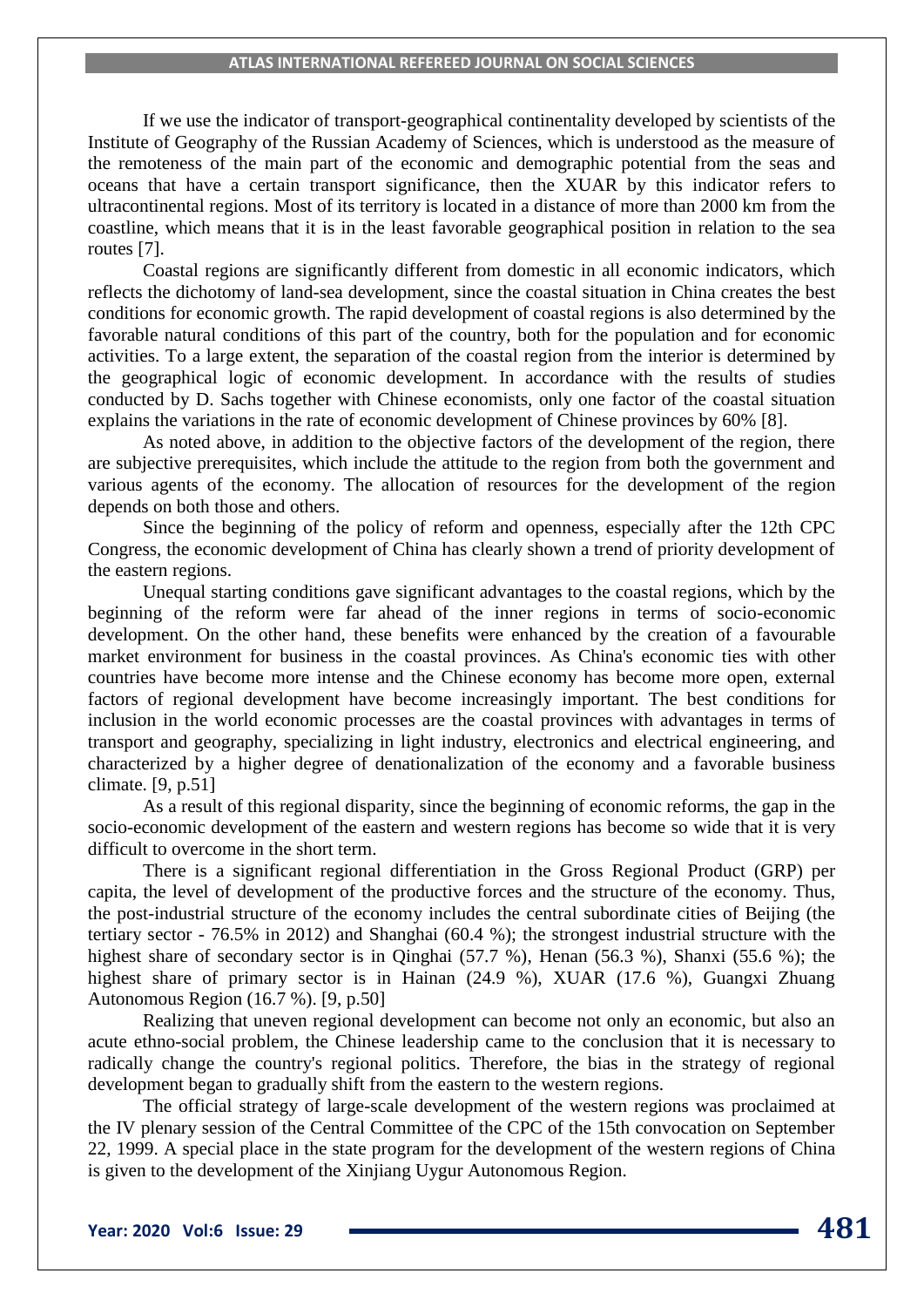If we use the indicator of transport-geographical continentality developed by scientists of the Institute of Geography of the Russian Academy of Sciences, which is understood as the measure of the remoteness of the main part of the economic and demographic potential from the seas and oceans that have a certain transport significance, then the XUAR by this indicator refers to ultracontinental regions. Most of its territory is located in a distance of more than 2000 km from the coastline, which means that it is in the least favorable geographical position in relation to the sea routes [7].

Coastal regions are significantly different from domestic in all economic indicators, which reflects the dichotomy of land-sea development, since the coastal situation in China creates the best conditions for economic growth. The rapid development of coastal regions is also determined by the favorable natural conditions of this part of the country, both for the population and for economic activities. To a large extent, the separation of the coastal region from the interior is determined by the geographical logic of economic development. In accordance with the results of studies conducted by D. Sachs together with Chinese economists, only one factor of the coastal situation explains the variations in the rate of economic development of Chinese provinces by 60% [8].

As noted above, in addition to the objective factors of the development of the region, there are subjective prerequisites, which include the attitude to the region from both the government and various agents of the economy. The allocation of resources for the development of the region depends on both those and others.

Since the beginning of the policy of reform and openness, especially after the 12th CPC Congress, the economic development of China has clearly shown a trend of priority development of the eastern regions.

Unequal starting conditions gave significant advantages to the coastal regions, which by the beginning of the reform were far ahead of the inner regions in terms of socio-economic development. On the other hand, these benefits were enhanced by the creation of a favourable market environment for business in the coastal provinces. As China's economic ties with other countries have become more intense and the Chinese economy has become more open, external factors of regional development have become increasingly important. The best conditions for inclusion in the world economic processes are the coastal provinces with advantages in terms of transport and geography, specializing in light industry, electronics and electrical engineering, and characterized by a higher degree of denationalization of the economy and a favorable business climate. [9, p.51]

As a result of this regional disparity, since the beginning of economic reforms, the gap in the socio-economic development of the eastern and western regions has become so wide that it is very difficult to overcome in the short term.

There is a significant regional differentiation in the Gross Regional Product (GRP) per capita, the level of development of the productive forces and the structure of the economy. Thus, the post-industrial structure of the economy includes the central subordinate cities of Beijing (the tertiary sector - 76.5% in 2012) and Shanghai (60.4 %); the strongest industrial structure with the highest share of secondary sector is in Qinghai (57.7 %), Henan (56.3 %), Shanxi (55.6 %); the highest share of primary sector is in Hainan (24.9 %), XUAR (17.6 %), Guangxi Zhuang Autonomous Region (16.7 %). [9, p.50]

Realizing that uneven regional development can become not only an economic, but also an acute ethno-social problem, the Chinese leadership came to the conclusion that it is necessary to radically change the country's regional politics. Therefore, the bias in the strategy of regional development began to gradually shift from the eastern to the western regions.

The official strategy of large-scale development of the western regions was proclaimed at the IV plenary session of the Central Committee of the CPC of the 15th convocation on September 22, 1999. A special place in the state program for the development of the western regions of China is given to the development of the Xinjiang Uygur Autonomous Region.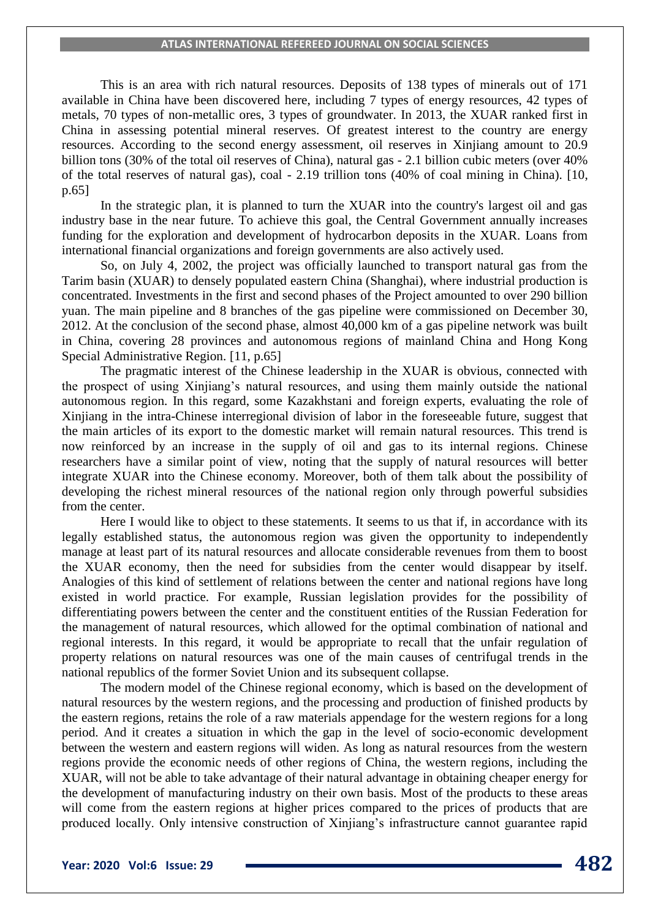This is an area with rich natural resources. Deposits of 138 types of minerals out of 171 available in China have been discovered here, including 7 types of energy resources, 42 types of metals, 70 types of non-metallic ores, 3 types of groundwater. In 2013, the XUAR ranked first in China in assessing potential mineral reserves. Of greatest interest to the country are energy resources. According to the second energy assessment, oil reserves in Xinjiang amount to 20.9 billion tons (30% of the total oil reserves of China), natural gas - 2.1 billion cubic meters (over 40% of the total reserves of natural gas), coal - 2.19 trillion tons (40% of coal mining in China). [10, p.65]

In the strategic plan, it is planned to turn the XUAR into the country's largest oil and gas industry base in the near future. To achieve this goal, the Central Government annually increases funding for the exploration and development of hydrocarbon deposits in the XUAR. Loans from international financial organizations and foreign governments are also actively used.

So, on July 4, 2002, the project was officially launched to transport natural gas from the Tarim basin (XUAR) to densely populated eastern China (Shanghai), where industrial production is concentrated. Investments in the first and second phases of the Project amounted to over 290 billion yuan. The main pipeline and 8 branches of the gas pipeline were commissioned on December 30, 2012. At the conclusion of the second phase, almost 40,000 km of a gas pipeline network was built in China, covering 28 provinces and autonomous regions of mainland China and Hong Kong Special Administrative Region. [11, p.65]

The pragmatic interest of the Chinese leadership in the XUAR is obvious, connected with the prospect of using Xinjiang's natural resources, and using them mainly outside the national autonomous region. In this regard, some Kazakhstani and foreign experts, evaluating the role of Xinjiang in the intra-Chinese interregional division of labor in the foreseeable future, suggest that the main articles of its export to the domestic market will remain natural resources. This trend is now reinforced by an increase in the supply of oil and gas to its internal regions. Chinese researchers have a similar point of view, noting that the supply of natural resources will better integrate XUAR into the Chinese economy. Moreover, both of them talk about the possibility of developing the richest mineral resources of the national region only through powerful subsidies from the center.

Here I would like to object to these statements. It seems to us that if, in accordance with its legally established status, the autonomous region was given the opportunity to independently manage at least part of its natural resources and allocate considerable revenues from them to boost the XUAR economy, then the need for subsidies from the center would disappear by itself. Analogies of this kind of settlement of relations between the center and national regions have long existed in world practice. For example, Russian legislation provides for the possibility of differentiating powers between the center and the constituent entities of the Russian Federation for the management of natural resources, which allowed for the optimal combination of national and regional interests. In this regard, it would be appropriate to recall that the unfair regulation of property relations on natural resources was one of the main causes of centrifugal trends in the national republics of the former Soviet Union and its subsequent collapse.

The modern model of the Chinese regional economy, which is based on the development of natural resources by the western regions, and the processing and production of finished products by the eastern regions, retains the role of a raw materials appendage for the western regions for a long period. And it creates a situation in which the gap in the level of socio-economic development between the western and eastern regions will widen. As long as natural resources from the western regions provide the economic needs of other regions of China, the western regions, including the XUAR, will not be able to take advantage of their natural advantage in obtaining cheaper energy for the development of manufacturing industry on their own basis. Most of the products to these areas will come from the eastern regions at higher prices compared to the prices of products that are produced locally. Only intensive construction of Xinjiang's infrastructure cannot guarantee rapid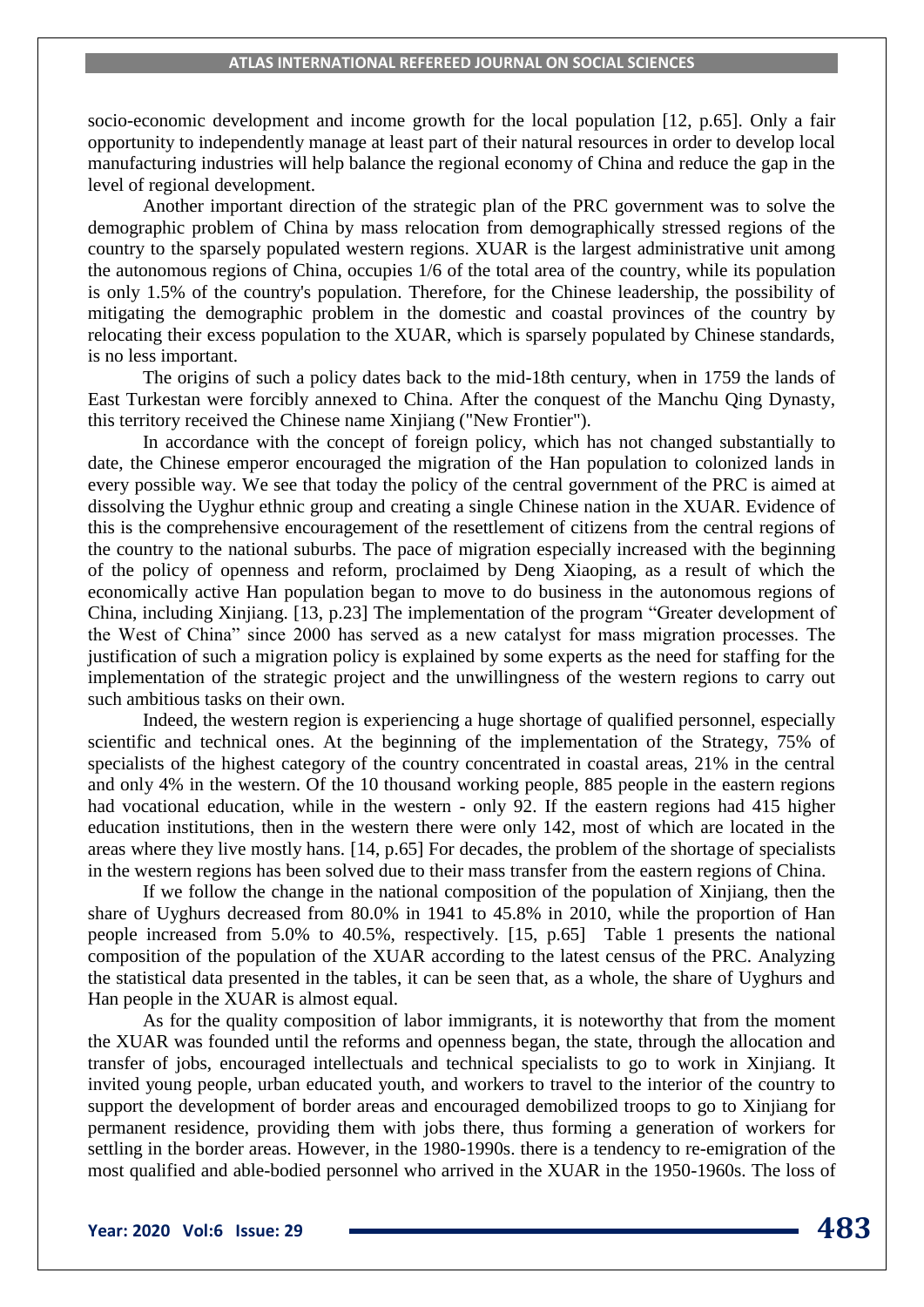socio-economic development and income growth for the local population [12, p.65]. Only a fair opportunity to independently manage at least part of their natural resources in order to develop local manufacturing industries will help balance the regional economy of China and reduce the gap in the level of regional development.

Another important direction of the strategic plan of the PRC government was to solve the demographic problem of China by mass relocation from demographically stressed regions of the country to the sparsely populated western regions. XUAR is the largest administrative unit among the autonomous regions of China, occupies 1/6 of the total area of the country, while its population is only 1.5% of the country's population. Therefore, for the Chinese leadership, the possibility of mitigating the demographic problem in the domestic and coastal provinces of the country by relocating their excess population to the XUAR, which is sparsely populated by Chinese standards, is no less important.

The origins of such a policy dates back to the mid-18th century, when in 1759 the lands of East Turkestan were forcibly annexed to China. After the conquest of the Manchu Qing Dynasty, this territory received the Chinese name Xinjiang ("New Frontier").

In accordance with the concept of foreign policy, which has not changed substantially to date, the Chinese emperor encouraged the migration of the Han population to colonized lands in every possible way. We see that today the policy of the central government of the PRC is aimed at dissolving the Uyghur ethnic group and creating a single Chinese nation in the XUAR. Evidence of this is the comprehensive encouragement of the resettlement of citizens from the central regions of the country to the national suburbs. The pace of migration especially increased with the beginning of the policy of openness and reform, proclaimed by Deng Xiaoping, as a result of which the economically active Han population began to move to do business in the autonomous regions of China, including Xinjiang. [13, p.23] The implementation of the program "Greater development of the West of China" since 2000 has served as a new catalyst for mass migration processes. The justification of such a migration policy is explained by some experts as the need for staffing for the implementation of the strategic project and the unwillingness of the western regions to carry out such ambitious tasks on their own.

Indeed, the western region is experiencing a huge shortage of qualified personnel, especially scientific and technical ones. At the beginning of the implementation of the Strategy, 75% of specialists of the highest category of the country concentrated in coastal areas, 21% in the central and only 4% in the western. Of the 10 thousand working people, 885 people in the eastern regions had vocational education, while in the western - only 92. If the eastern regions had 415 higher education institutions, then in the western there were only 142, most of which are located in the areas where they live mostly hans. [14, p.65] For decades, the problem of the shortage of specialists in the western regions has been solved due to their mass transfer from the eastern regions of China.

If we follow the change in the national composition of the population of Xinjiang, then the share of Uyghurs decreased from 80.0% in 1941 to 45.8% in 2010, while the proportion of Han people increased from 5.0% to 40.5%, respectively. [15, p.65] Table 1 presents the national composition of the population of the XUAR according to the latest census of the PRC. Analyzing the statistical data presented in the tables, it can be seen that, as a whole, the share of Uyghurs and Han people in the XUAR is almost equal.

As for the quality composition of labor immigrants, it is noteworthy that from the moment the XUAR was founded until the reforms and openness began, the state, through the allocation and transfer of jobs, encouraged intellectuals and technical specialists to go to work in Xinjiang. It invited young people, urban educated youth, and workers to travel to the interior of the country to support the development of border areas and encouraged demobilized troops to go to Xinjiang for permanent residence, providing them with jobs there, thus forming a generation of workers for settling in the border areas. However, in the 1980-1990s. there is a tendency to re-emigration of the most qualified and able-bodied personnel who arrived in the XUAR in the 1950-1960s. The loss of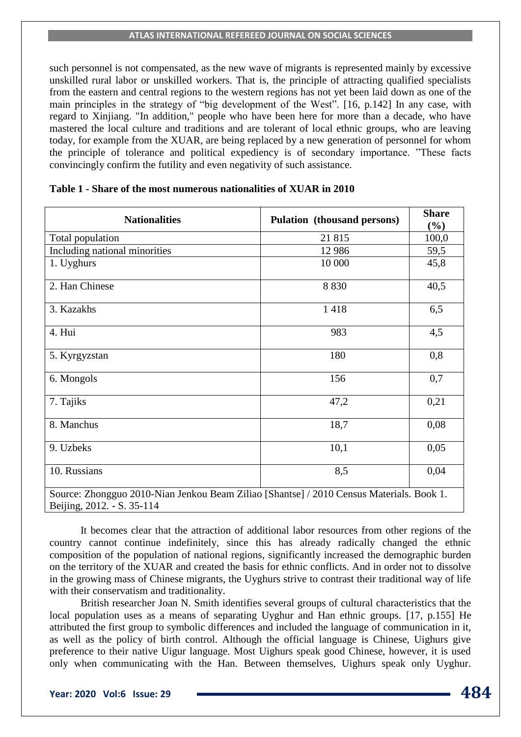such personnel is not compensated, as the new wave of migrants is represented mainly by excessive unskilled rural labor or unskilled workers. That is, the principle of attracting qualified specialists from the eastern and central regions to the western regions has not yet been laid down as one of the main principles in the strategy of "big development of the West". [16, p.142] In any case, with regard to Xinjiang. "In addition," people who have been here for more than a decade, who have mastered the local culture and traditions and are tolerant of local ethnic groups, who are leaving today, for example from the XUAR, are being replaced by a new generation of personnel for whom the principle of tolerance and political expediency is of secondary importance. "These facts convincingly confirm the futility and even negativity of such assistance.

**Table 1 - Share of the most numerous nationalities of XUAR in 2010**

| Nationalities | Pulation (thousand persons) | Share (%) |
|---|---|---|
| Total population | 21 815 | 100,0 |
| Including national minorities | 12 986 | 59,5 |
| 1. Uyghurs | 10 000 | 45,8 |
| 2. Han Chinese | 8 830 | 40,5 |
| 3. Kazakhs | 1 418 | 6,5 |
| 4. Hui | 983 | 4,5 |
| 5. Kyrgyzstan | 180 | 0,8 |
| 6. Mongols | 156 | 0,7 |
| 7. Tajiks | 47,2 | 0,21 |
| 8. Manchus | 18,7 | 0,08 |
| 9. Uzbeks | 10,1 | 0,05 |
| 10. Russians | 8,5 | 0,04 |

Source: Zhongguo 2010-Nian Jenkou Beam Ziliao [Shantse] / 2010 Census Materials. Book 1. Beijing, 2012. - S. 35-114

It becomes clear that the attraction of additional labor resources from other regions of the country cannot continue indefinitely, since this has already radically changed the ethnic composition of the population of national regions, significantly increased the demographic burden on the territory of the XUAR and created the basis for ethnic conflicts. And in order not to dissolve in the growing mass of Chinese migrants, the Uyghurs strive to contrast their traditional way of life with their conservatism and traditionality.

British researcher Joan N. Smith identifies several groups of cultural characteristics that the local population uses as a means of separating Uyghur and Han ethnic groups. [17, p.155] He attributed the first group to symbolic differences and included the language of communication in it, as well as the policy of birth control. Although the official language is Chinese, Uighurs give preference to their native Uigur language. Most Uighurs speak good Chinese, however, it is used only when communicating with the Han. Between themselves, Uighurs speak only Uyghur.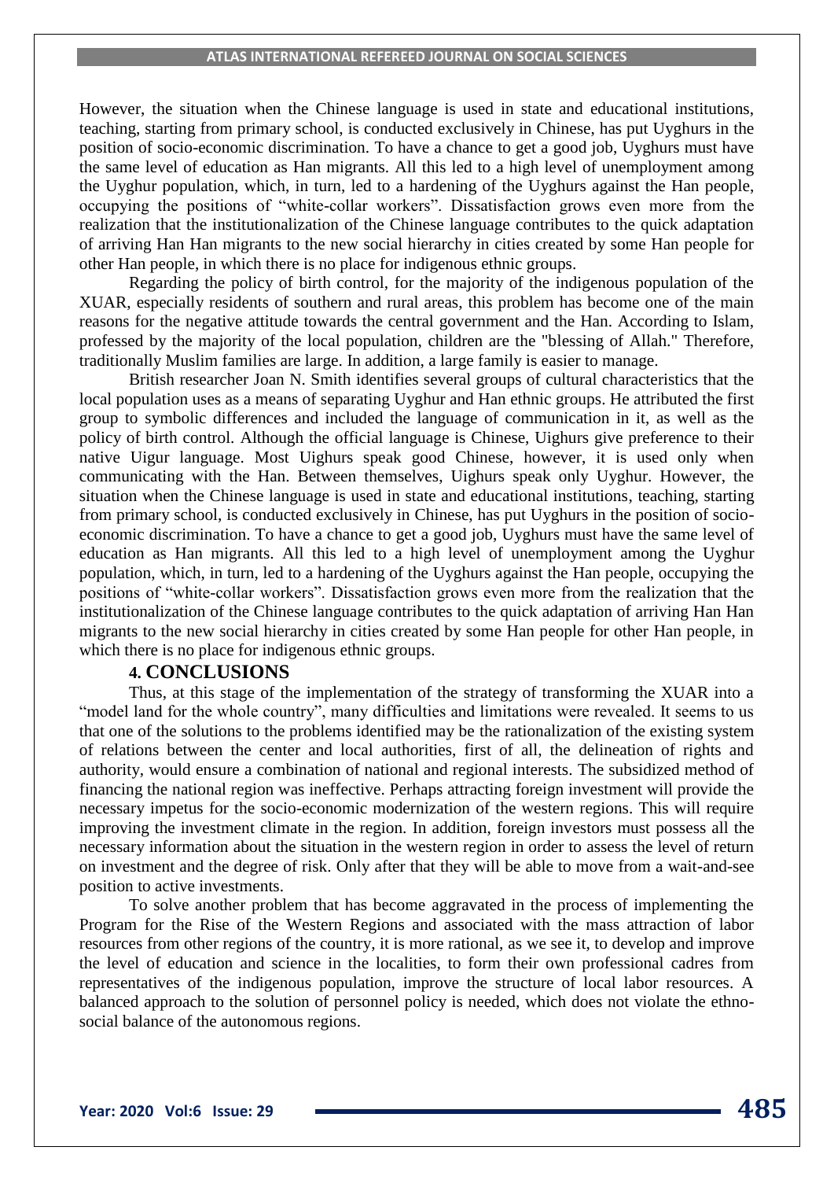However, the situation when the Chinese language is used in state and educational institutions, teaching, starting from primary school, is conducted exclusively in Chinese, has put Uyghurs in the position of socio-economic discrimination. To have a chance to get a good job, Uyghurs must have the same level of education as Han migrants. All this led to a high level of unemployment among the Uyghur population, which, in turn, led to a hardening of the Uyghurs against the Han people, occupying the positions of "white-collar workers". Dissatisfaction grows even more from the realization that the institutionalization of the Chinese language contributes to the quick adaptation of arriving Han Han migrants to the new social hierarchy in cities created by some Han people for other Han people, in which there is no place for indigenous ethnic groups.

Regarding the policy of birth control, for the majority of the indigenous population of the XUAR, especially residents of southern and rural areas, this problem has become one of the main reasons for the negative attitude towards the central government and the Han. According to Islam, professed by the majority of the local population, children are the "blessing of Allah." Therefore, traditionally Muslim families are large. In addition, a large family is easier to manage.

British researcher Joan N. Smith identifies several groups of cultural characteristics that the local population uses as a means of separating Uyghur and Han ethnic groups. He attributed the first group to symbolic differences and included the language of communication in it, as well as the policy of birth control. Although the official language is Chinese, Uighurs give preference to their native Uigur language. Most Uighurs speak good Chinese, however, it is used only when communicating with the Han. Between themselves, Uighurs speak only Uyghur. However, the situation when the Chinese language is used in state and educational institutions, teaching, starting from primary school, is conducted exclusively in Chinese, has put Uyghurs in the position of socio-economic discrimination. To have a chance to get a good job, Uyghurs must have the same level of education as Han migrants. All this led to a high level of unemployment among the Uyghur population, which, in turn, led to a hardening of the Uyghurs against the Han people, occupying the positions of "white-collar workers". Dissatisfaction grows even more from the realization that the institutionalization of the Chinese language contributes to the quick adaptation of arriving Han Han migrants to the new social hierarchy in cities created by some Han people for other Han people, in which there is no place for indigenous ethnic groups.

## 4. CONCLUSIONS

Thus, at this stage of the implementation of the strategy of transforming the XUAR into a "model land for the whole country", many difficulties and limitations were revealed. It seems to us that one of the solutions to the problems identified may be the rationalization of the existing system of relations between the center and local authorities, first of all, the delineation of rights and authority, would ensure a combination of national and regional interests. The subsidized method of financing the national region was ineffective. Perhaps attracting foreign investment will provide the necessary impetus for the socio-economic modernization of the western regions. This will require improving the investment climate in the region. In addition, foreign investors must possess all the necessary information about the situation in the western region in order to assess the level of return on investment and the degree of risk. Only after that they will be able to move from a wait-and-see position to active investments.

To solve another problem that has become aggravated in the process of implementing the Program for the Rise of the Western Regions and associated with the mass attraction of labor resources from other regions of the country, it is more rational, as we see it, to develop and improve the level of education and science in the localities, to form their own professional cadres from representatives of the indigenous population, improve the structure of local labor resources. A balanced approach to the solution of personnel policy is needed, which does not violate the ethno-social balance of the autonomous regions.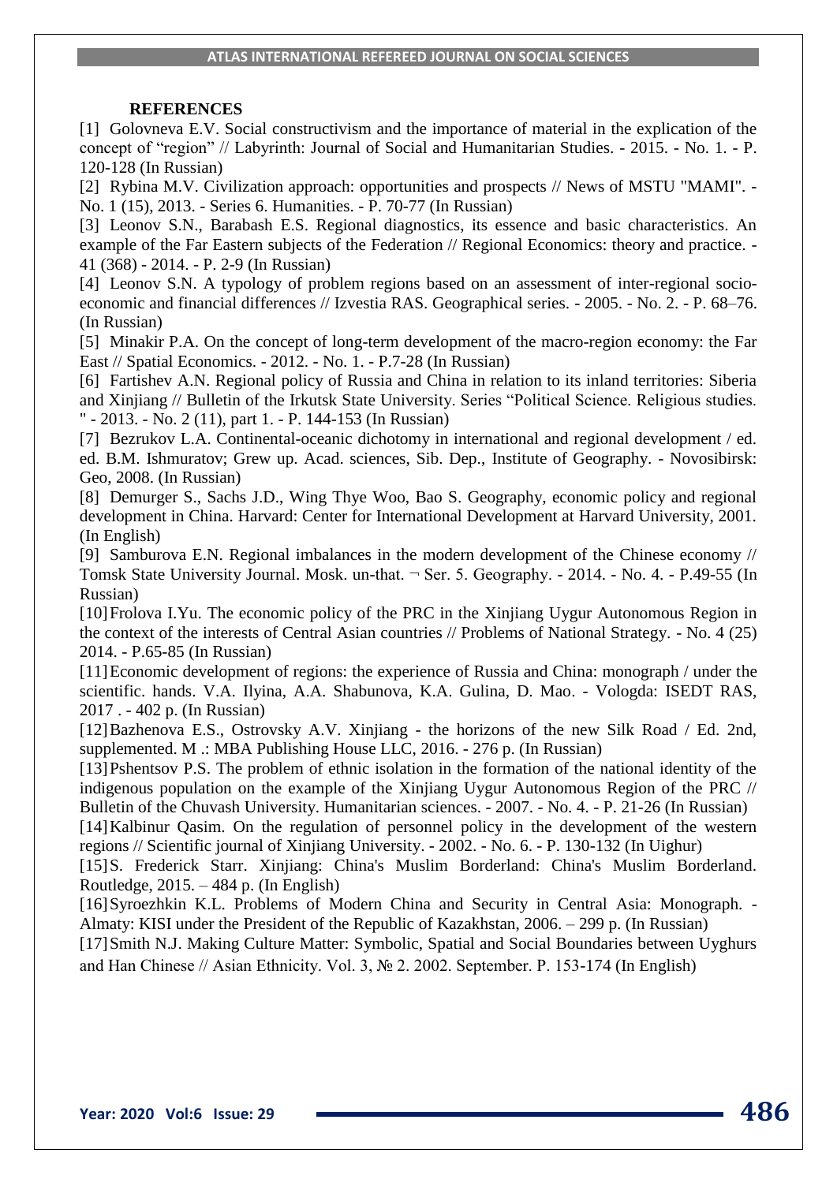**REFERENCES**

[1] Golovneva E.V. Social constructivism and the importance of material in the explication of the concept of "region" // Labyrinth: Journal of Social and Humanitarian Studies. - 2015. - No. 1. - P. 120-128 (In Russian)

[2] Rybina M.V. Civilization approach: opportunities and prospects // News of MSTU "MAMI". - No. 1 (15), 2013. - Series 6. Humanities. - P. 70-77 (In Russian)

[3] Leonov S.N., Barabash E.S. Regional diagnostics, its essence and basic characteristics. An example of the Far Eastern subjects of the Federation // Regional Economics: theory and practice. - 41 (368) - 2014. - P. 2-9 (In Russian)

[4] Leonov S.N. A typology of problem regions based on an assessment of inter-regional socio-economic and financial differences // Izvestia RAS. Geographical series. - 2005. - No. 2. - P. 68–76. (In Russian)

[5] Minakir P.A. On the concept of long-term development of the macro-region economy: the Far East // Spatial Economics. - 2012. - No. 1. - P.7-28 (In Russian)

[6] Fartishev A.N. Regional policy of Russia and China in relation to its inland territories: Siberia and Xinjiang // Bulletin of the Irkutsk State University. Series "Political Science. Religious studies. " - 2013. - No. 2 (11), part 1. - P. 144-153 (In Russian)

[7] Bezrukov L.A. Continental-oceanic dichotomy in international and regional development / ed. ed. B.M. Ishmuratov; Grew up. Acad. sciences, Sib. Dep., Institute of Geography. - Novosibirsk: Geo, 2008. (In Russian)

[8] Demurger S., Sachs J.D., Wing Thye Woo, Bao S. Geography, economic policy and regional development in China. Harvard: Center for International Development at Harvard University, 2001. (In English)

[9] Samburova E.N. Regional imbalances in the modern development of the Chinese economy // Tomsk State University Journal. Mosk. un-that. ¬ Ser. 5. Geography. - 2014. - No. 4. - P.49-55 (In Russian)

[10] Frolova I.Yu. The economic policy of the PRC in the Xinjiang Uygur Autonomous Region in the context of the interests of Central Asian countries // Problems of National Strategy. - No. 4 (25) 2014. - P.65-85 (In Russian)

[11] Economic development of regions: the experience of Russia and China: monograph / under the scientific. hands. V.A. Ilyina, A.A. Shabunova, K.A. Gulina, D. Mao. - Vologda: ISEDT RAS, 2017 . - 402 p. (In Russian)

[12] Bazhenova E.S., Ostrovsky A.V. Xinjiang - the horizons of the new Silk Road / Ed. 2nd, supplemented. M .: MBA Publishing House LLC, 2016. - 276 p. (In Russian)

[13] Pshentsov P.S. The problem of ethnic isolation in the formation of the national identity of the indigenous population on the example of the Xinjiang Uygur Autonomous Region of the PRC // Bulletin of the Chuvash University. Humanitarian sciences. - 2007. - No. 4. - P. 21-26 (In Russian)

[14] Kalbinur Qasim. On the regulation of personnel policy in the development of the western regions // Scientific journal of Xinjiang University. - 2002. - No. 6. - P. 130-132 (In Uighur)

[15] S. Frederick Starr. Xinjiang: China's Muslim Borderland: China's Muslim Borderland. Routledge, 2015. – 484 p. (In English)

[16] Syroezhkin K.L. Problems of Modern China and Security in Central Asia: Monograph. - Almaty: KISI under the President of the Republic of Kazakhstan, 2006. – 299 p. (In Russian)

[17] Smith N.J. Making Culture Matter: Symbolic, Spatial and Social Boundaries between Uyghurs and Han Chinese // Asian Ethnicity. Vol. 3, № 2. 2002. September. P. 153-174 (In English)